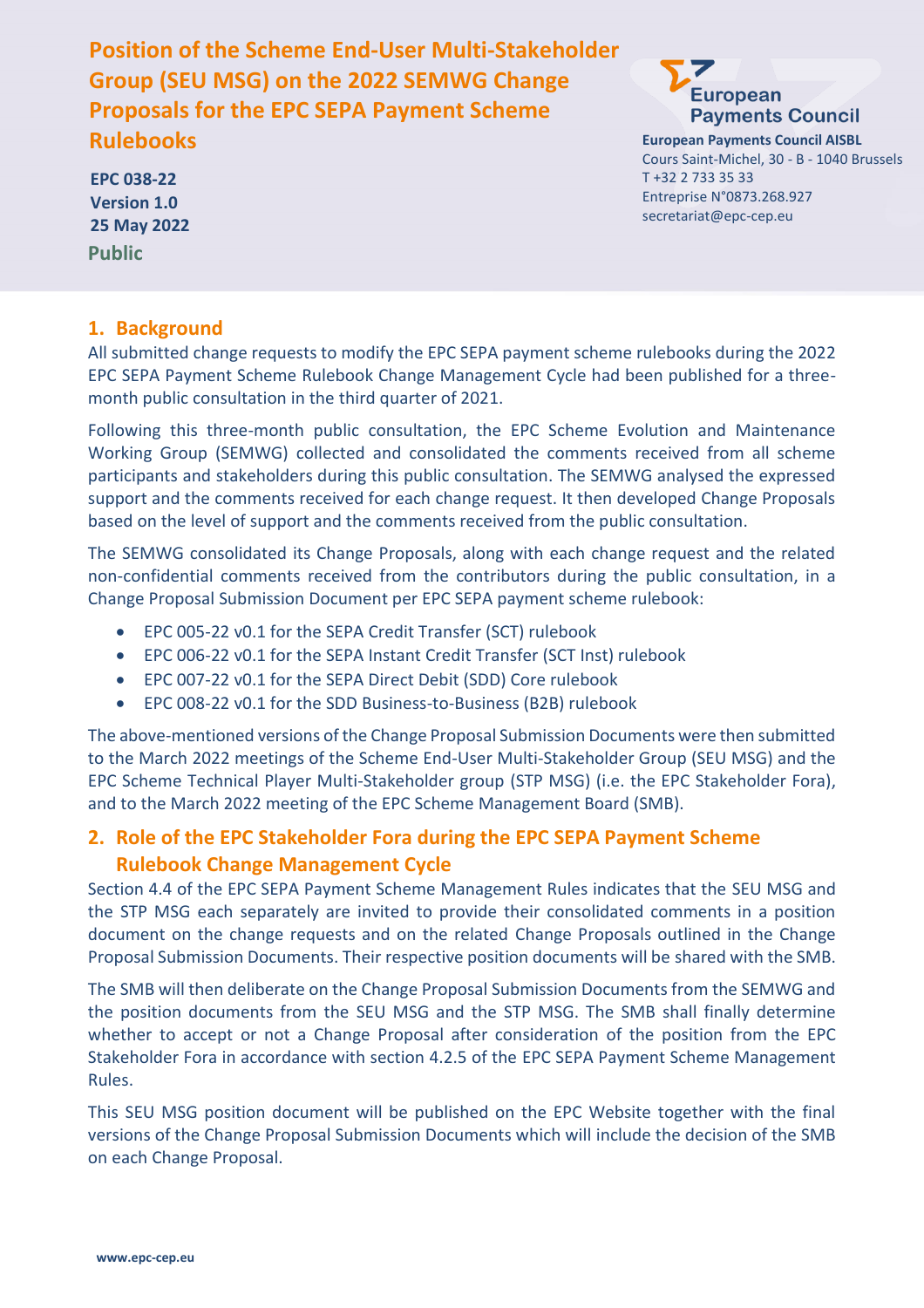# Position of the Scheme End-User Multi-Stakeholder Group (SEU MSG) on the 2022 SEMWG Change Proposals for the EPC SEPA Payment Scheme Rulebooks

**EPC 038-22**
**Version 1.0**
**25 May 2022**
**Public**

**European Payments Council AISBL**
Cours Saint-Michel, 30 - B - 1040 Brussels
T +32 2 733 35 33
Entreprise N°0873.268.927
secretariat@epc-cep.eu

## 1. Background

All submitted change requests to modify the EPC SEPA payment scheme rulebooks during the 2022 EPC SEPA Payment Scheme Rulebook Change Management Cycle had been published for a three-month public consultation in the third quarter of 2021.

Following this three-month public consultation, the EPC Scheme Evolution and Maintenance Working Group (SEMWG) collected and consolidated the comments received from all scheme participants and stakeholders during this public consultation. The SEMWG analysed the expressed support and the comments received for each change request. It then developed Change Proposals based on the level of support and the comments received from the public consultation.

The SEMWG consolidated its Change Proposals, along with each change request and the related non-confidential comments received from the contributors during the public consultation, in a Change Proposal Submission Document per EPC SEPA payment scheme rulebook:

- EPC 005-22 v0.1 for the SEPA Credit Transfer (SCT) rulebook
- EPC 006-22 v0.1 for the SEPA Instant Credit Transfer (SCT Inst) rulebook
- EPC 007-22 v0.1 for the SEPA Direct Debit (SDD) Core rulebook
- EPC 008-22 v0.1 for the SDD Business-to-Business (B2B) rulebook

The above-mentioned versions of the Change Proposal Submission Documents were then submitted to the March 2022 meetings of the Scheme End-User Multi-Stakeholder Group (SEU MSG) and the EPC Scheme Technical Player Multi-Stakeholder group (STP MSG) (i.e. the EPC Stakeholder Fora), and to the March 2022 meeting of the EPC Scheme Management Board (SMB).

## 2. Role of the EPC Stakeholder Fora during the EPC SEPA Payment Scheme Rulebook Change Management Cycle

Section 4.4 of the EPC SEPA Payment Scheme Management Rules indicates that the SEU MSG and the STP MSG each separately are invited to provide their consolidated comments in a position document on the change requests and on the related Change Proposals outlined in the Change Proposal Submission Documents. Their respective position documents will be shared with the SMB.

The SMB will then deliberate on the Change Proposal Submission Documents from the SEMWG and the position documents from the SEU MSG and the STP MSG. The SMB shall finally determine whether to accept or not a Change Proposal after consideration of the position from the EPC Stakeholder Fora in accordance with section 4.2.5 of the EPC SEPA Payment Scheme Management Rules.

This SEU MSG position document will be published on the EPC Website together with the final versions of the Change Proposal Submission Documents which will include the decision of the SMB on each Change Proposal.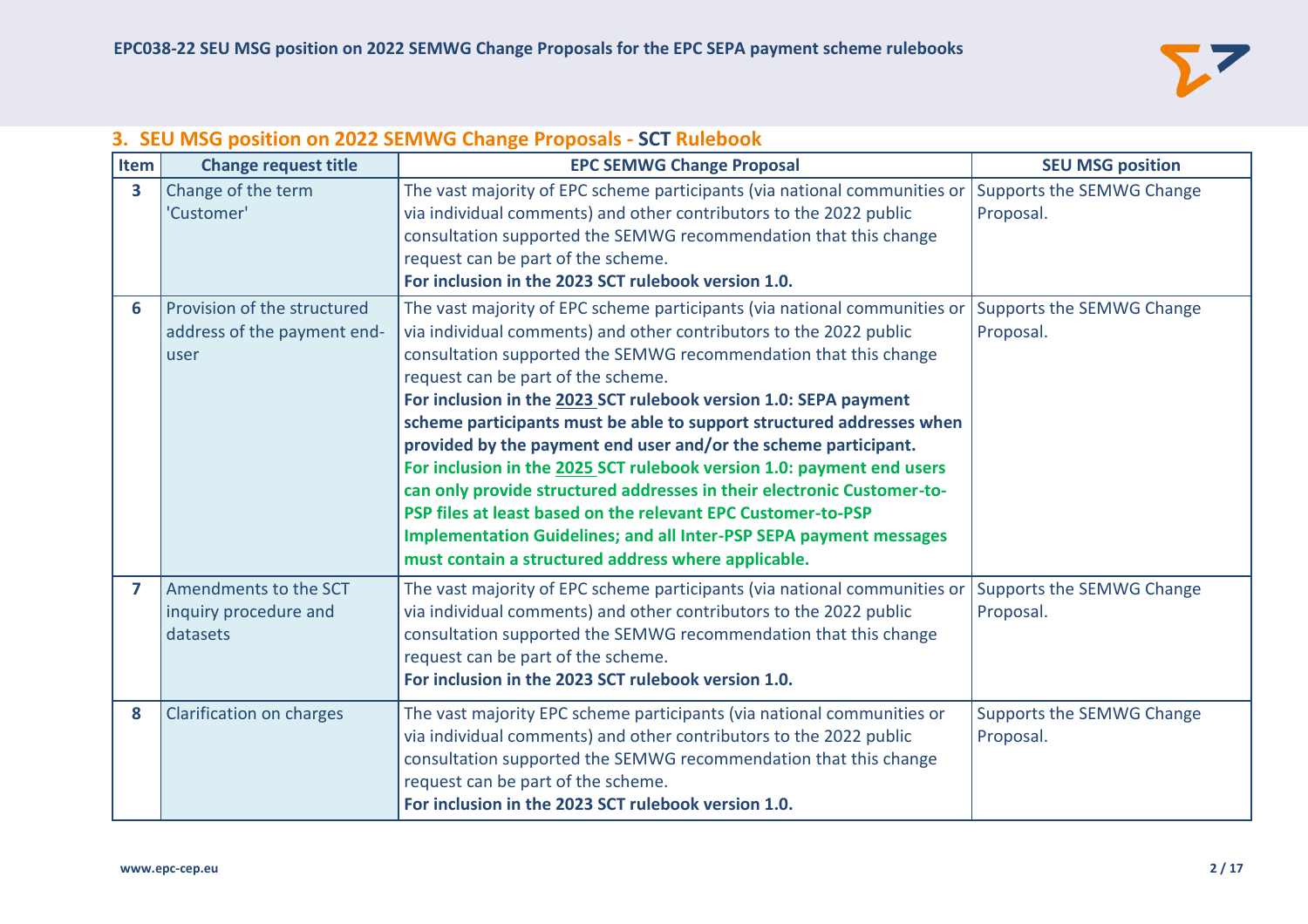## 3. SEU MSG position on 2022 SEMWG Change Proposals - SCT Rulebook

| Item | Change request title | EPC SEMWG Change Proposal | SEU MSG position |
|---|---|---|---|
| 3 | Change of the term 'Customer' | The vast majority of EPC scheme participants (via national communities or via individual comments) and other contributors to the 2022 public consultation supported the SEMWG recommendation that this change request can be part of the scheme.<br>**For inclusion in the 2023 SCT rulebook version 1.0.** | Supports the SEMWG Change Proposal. |
| 6 | Provision of the structured address of the payment end-user | The vast majority of EPC scheme participants (via national communities or via individual comments) and other contributors to the 2022 public consultation supported the SEMWG recommendation that this change request can be part of the scheme.<br>**For inclusion in the 2023 SCT rulebook version 1.0: SEPA payment scheme participants must be able to support structured addresses when provided by the payment end user and/or the scheme participant.**<br>**For inclusion in the 2025 SCT rulebook version 1.0: payment end users can only provide structured addresses in their electronic Customer-to-PSP files at least based on the relevant EPC Customer-to-PSP Implementation Guidelines; and all Inter-PSP SEPA payment messages must contain a structured address where applicable.** | Supports the SEMWG Change Proposal. |
| 7 | Amendments to the SCT inquiry procedure and datasets | The vast majority of EPC scheme participants (via national communities or via individual comments) and other contributors to the 2022 public consultation supported the SEMWG recommendation that this change request can be part of the scheme.<br>**For inclusion in the 2023 SCT rulebook version 1.0.** | Supports the SEMWG Change Proposal. |
| 8 | Clarification on charges | The vast majority EPC scheme participants (via national communities or via individual comments) and other contributors to the 2022 public consultation supported the SEMWG recommendation that this change request can be part of the scheme.<br>**For inclusion in the 2023 SCT rulebook version 1.0.** | Supports the SEMWG Change Proposal. |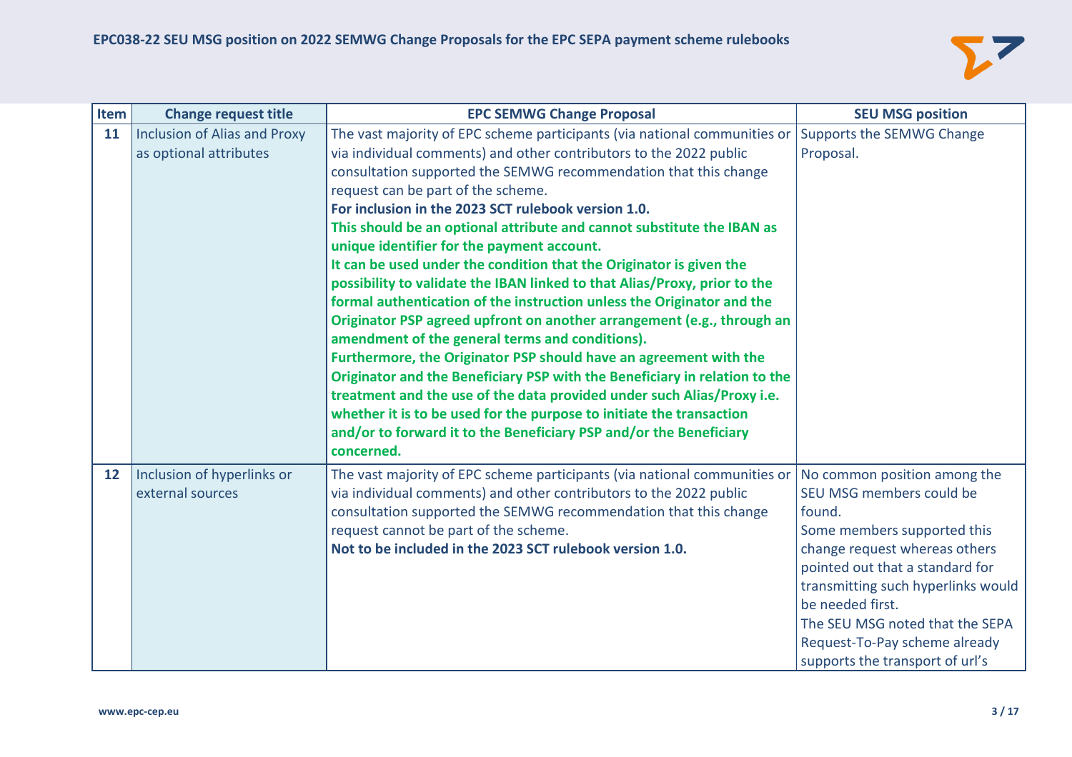| Item | Change request title | EPC SEMWG Change Proposal | SEU MSG position |
|---|---|---|---|
| **11** | Inclusion of Alias and Proxy as optional attributes | The vast majority of EPC scheme participants (via national communities or via individual comments) and other contributors to the 2022 public consultation supported the SEMWG recommendation that this change request can be part of the scheme.<br>**For inclusion in the 2023 SCT rulebook version 1.0.**<br>**This should be an optional attribute and cannot substitute the IBAN as unique identifier for the payment account.**<br>**It can be used under the condition that the Originator is given the possibility to validate the IBAN linked to that Alias/Proxy, prior to the formal authentication of the instruction unless the Originator and the Originator PSP agreed upfront on another arrangement (e.g., through an amendment of the general terms and conditions).**<br>**Furthermore, the Originator PSP should have an agreement with the Originator and the Beneficiary PSP with the Beneficiary in relation to the treatment and the use of the data provided under such Alias/Proxy i.e. whether it is to be used for the purpose to initiate the transaction and/or to forward it to the Beneficiary PSP and/or the Beneficiary concerned.** | Supports the SEMWG Change Proposal. |
| **12** | Inclusion of hyperlinks or external sources | The vast majority of EPC scheme participants (via national communities or via individual comments) and other contributors to the 2022 public consultation supported the SEMWG recommendation that this change request cannot be part of the scheme.<br>**Not to be included in the 2023 SCT rulebook version 1.0.** | No common position among the SEU MSG members could be found.<br>Some members supported this change request whereas others pointed out that a standard for transmitting such hyperlinks would be needed first.<br>The SEU MSG noted that the SEPA Request-To-Pay scheme already supports the transport of url's |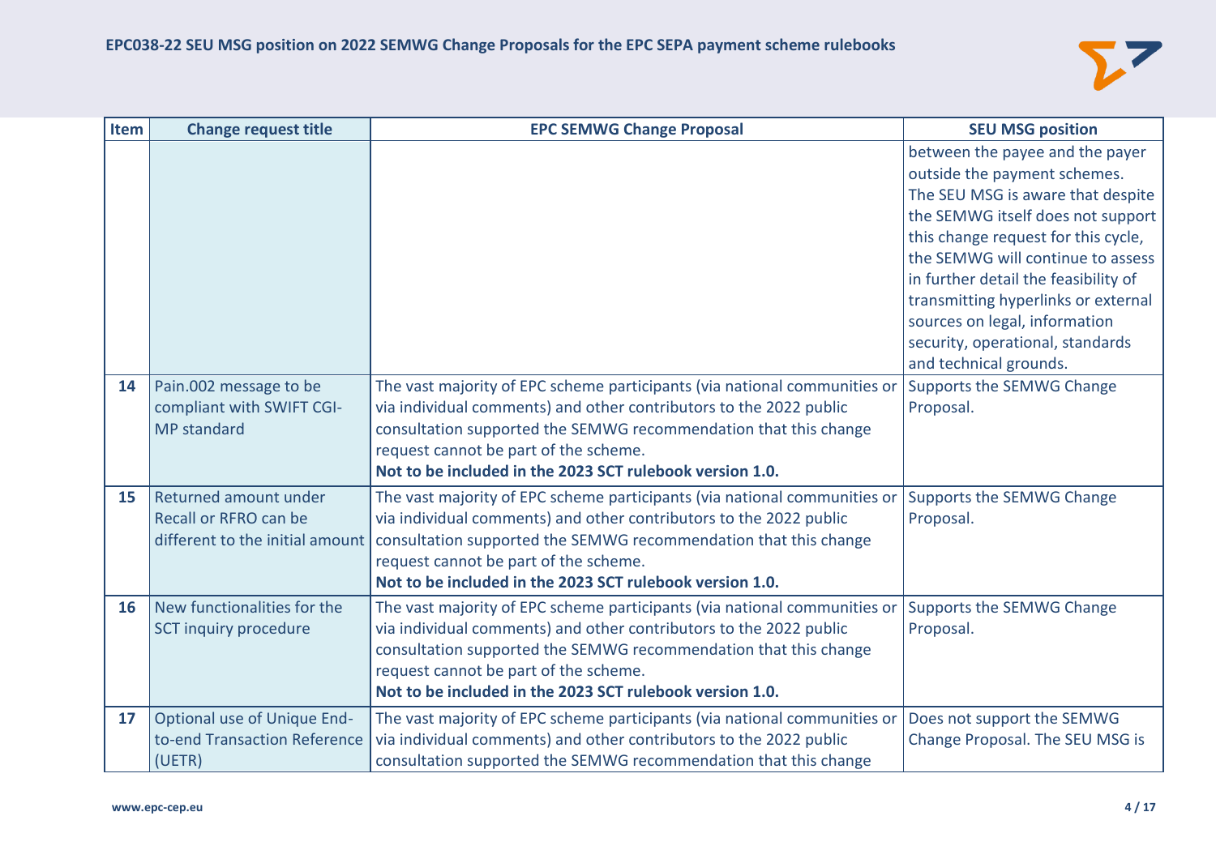| Item | Change request title | EPC SEMWG Change Proposal | SEU MSG position |
|---|---|---|---|
| | | | between the payee and the payer outside the payment schemes. The SEU MSG is aware that despite the SEMWG itself does not support this change request for this cycle, the SEMWG will continue to assess in further detail the feasibility of transmitting hyperlinks or external sources on legal, information security, operational, standards and technical grounds. |
| **14** | Pain.002 message to be compliant with SWIFT CGI-MP standard | The vast majority of EPC scheme participants (via national communities or via individual comments) and other contributors to the 2022 public consultation supported the SEMWG recommendation that this change request cannot be part of the scheme. **Not to be included in the 2023 SCT rulebook version 1.0.** | Supports the SEMWG Change Proposal. |
| **15** | Returned amount under Recall or RFRO can be different to the initial amount | The vast majority of EPC scheme participants (via national communities or via individual comments) and other contributors to the 2022 public consultation supported the SEMWG recommendation that this change request cannot be part of the scheme. **Not to be included in the 2023 SCT rulebook version 1.0.** | Supports the SEMWG Change Proposal. |
| **16** | New functionalities for the SCT inquiry procedure | The vast majority of EPC scheme participants (via national communities or via individual comments) and other contributors to the 2022 public consultation supported the SEMWG recommendation that this change request cannot be part of the scheme. **Not to be included in the 2023 SCT rulebook version 1.0.** | Supports the SEMWG Change Proposal. |
| **17** | Optional use of Unique End-to-end Transaction Reference (UETR) | The vast majority of EPC scheme participants (via national communities or via individual comments) and other contributors to the 2022 public consultation supported the SEMWG recommendation that this change | Does not support the SEMWG Change Proposal. The SEU MSG is |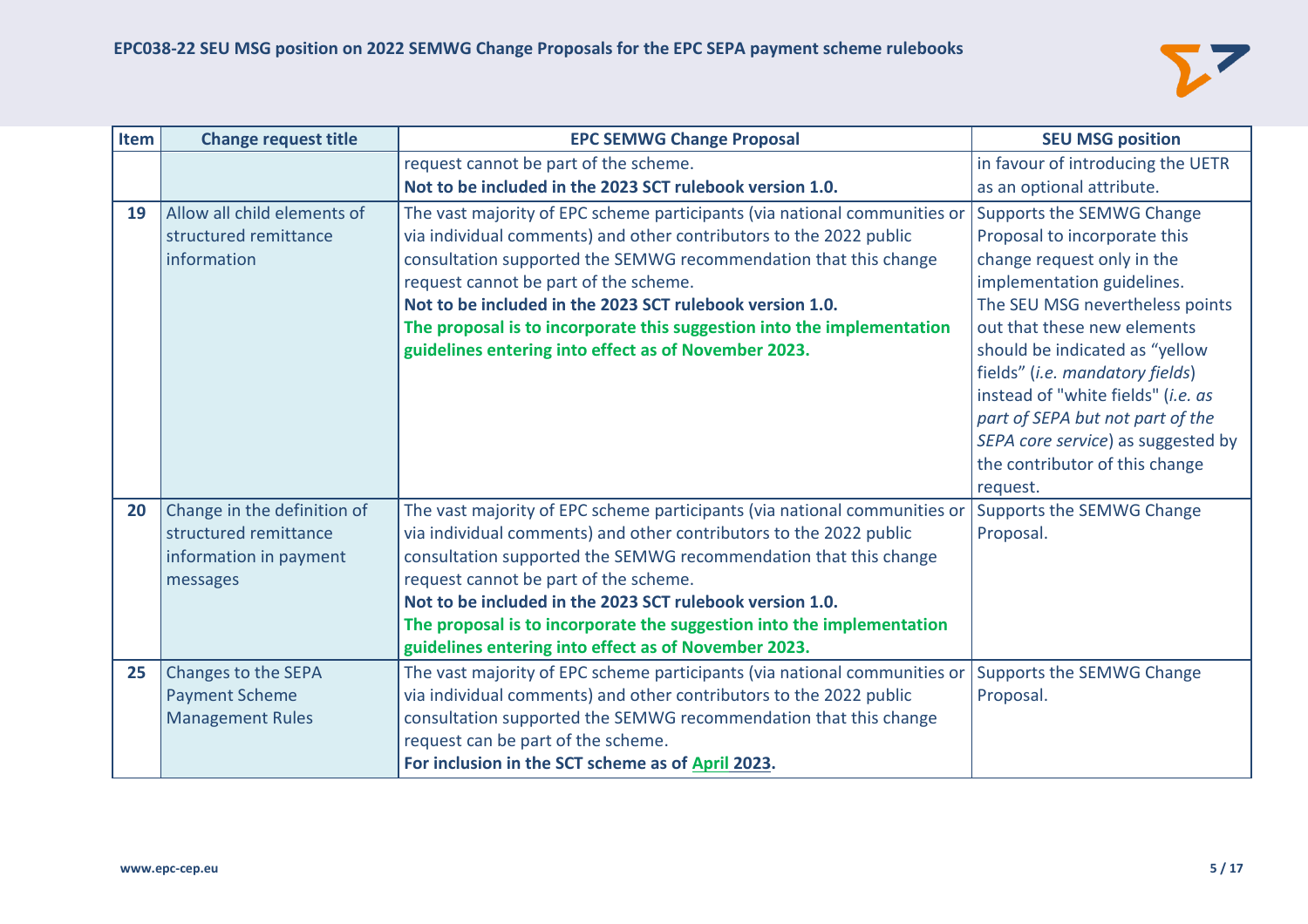| Item | Change request title | EPC SEMWG Change Proposal | SEU MSG position |
|---|---|---|---|
| | | request cannot be part of the scheme. **Not to be included in the 2023 SCT rulebook version 1.0.** | in favour of introducing the UETR as an optional attribute. |
| **19** | Allow all child elements of structured remittance information | The vast majority of EPC scheme participants (via national communities or via individual comments) and other contributors to the 2022 public consultation supported the SEMWG recommendation that this change request cannot be part of the scheme. **Not to be included in the 2023 SCT rulebook version 1.0.** **The proposal is to incorporate this suggestion into the implementation guidelines entering into effect as of November 2023.** | Supports the SEMWG Change Proposal to incorporate this change request only in the implementation guidelines. The SEU MSG nevertheless points out that these new elements should be indicated as "yellow fields" (*i.e. mandatory fields*) instead of "white fields" (*i.e. as part of SEPA but not part of the SEPA core service*) as suggested by the contributor of this change request. |
| **20** | Change in the definition of structured remittance information in payment messages | The vast majority of EPC scheme participants (via national communities or via individual comments) and other contributors to the 2022 public consultation supported the SEMWG recommendation that this change request cannot be part of the scheme. **Not to be included in the 2023 SCT rulebook version 1.0.** **The proposal is to incorporate the suggestion into the implementation guidelines entering into effect as of November 2023.** | Supports the SEMWG Change Proposal. |
| **25** | Changes to the SEPA Payment Scheme Management Rules | The vast majority of EPC scheme participants (via national communities or via individual comments) and other contributors to the 2022 public consultation supported the SEMWG recommendation that this change request can be part of the scheme. **For inclusion in the SCT scheme as of April 2023.** | Supports the SEMWG Change Proposal. |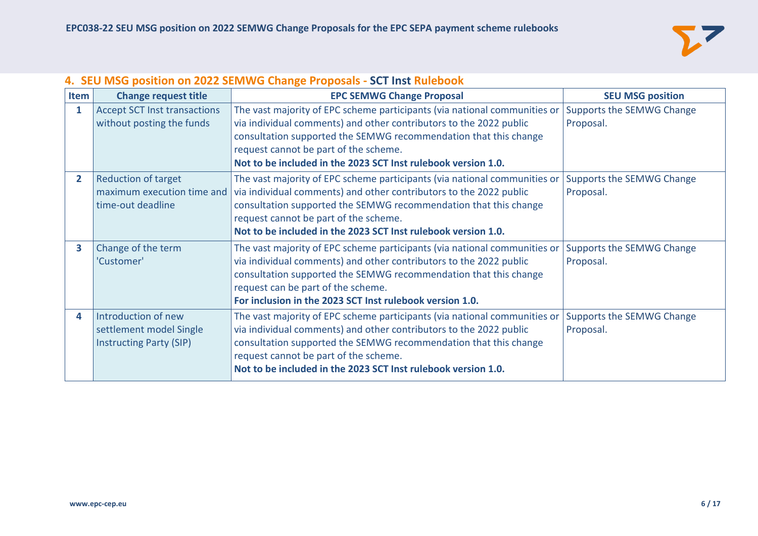## 4. SEU MSG position on 2022 SEMWG Change Proposals - SCT Inst Rulebook

| Item | Change request title | EPC SEMWG Change Proposal | SEU MSG position |
|---|---|---|---|
| 1 | Accept SCT Inst transactions without posting the funds | The vast majority of EPC scheme participants (via national communities or via individual comments) and other contributors to the 2022 public consultation supported the SEMWG recommendation that this change request cannot be part of the scheme. **Not to be included in the 2023 SCT Inst rulebook version 1.0.** | Supports the SEMWG Change Proposal. |
| 2 | Reduction of target maximum execution time and time-out deadline | The vast majority of EPC scheme participants (via national communities or via individual comments) and other contributors to the 2022 public consultation supported the SEMWG recommendation that this change request cannot be part of the scheme. **Not to be included in the 2023 SCT Inst rulebook version 1.0.** | Supports the SEMWG Change Proposal. |
| 3 | Change of the term 'Customer' | The vast majority of EPC scheme participants (via national communities or via individual comments) and other contributors to the 2022 public consultation supported the SEMWG recommendation that this change request can be part of the scheme. **For inclusion in the 2023 SCT Inst rulebook version 1.0.** | Supports the SEMWG Change Proposal. |
| 4 | Introduction of new settlement model Single Instructing Party (SIP) | The vast majority of EPC scheme participants (via national communities or via individual comments) and other contributors to the 2022 public consultation supported the SEMWG recommendation that this change request cannot be part of the scheme. **Not to be included in the 2023 SCT Inst rulebook version 1.0.** | Supports the SEMWG Change Proposal. |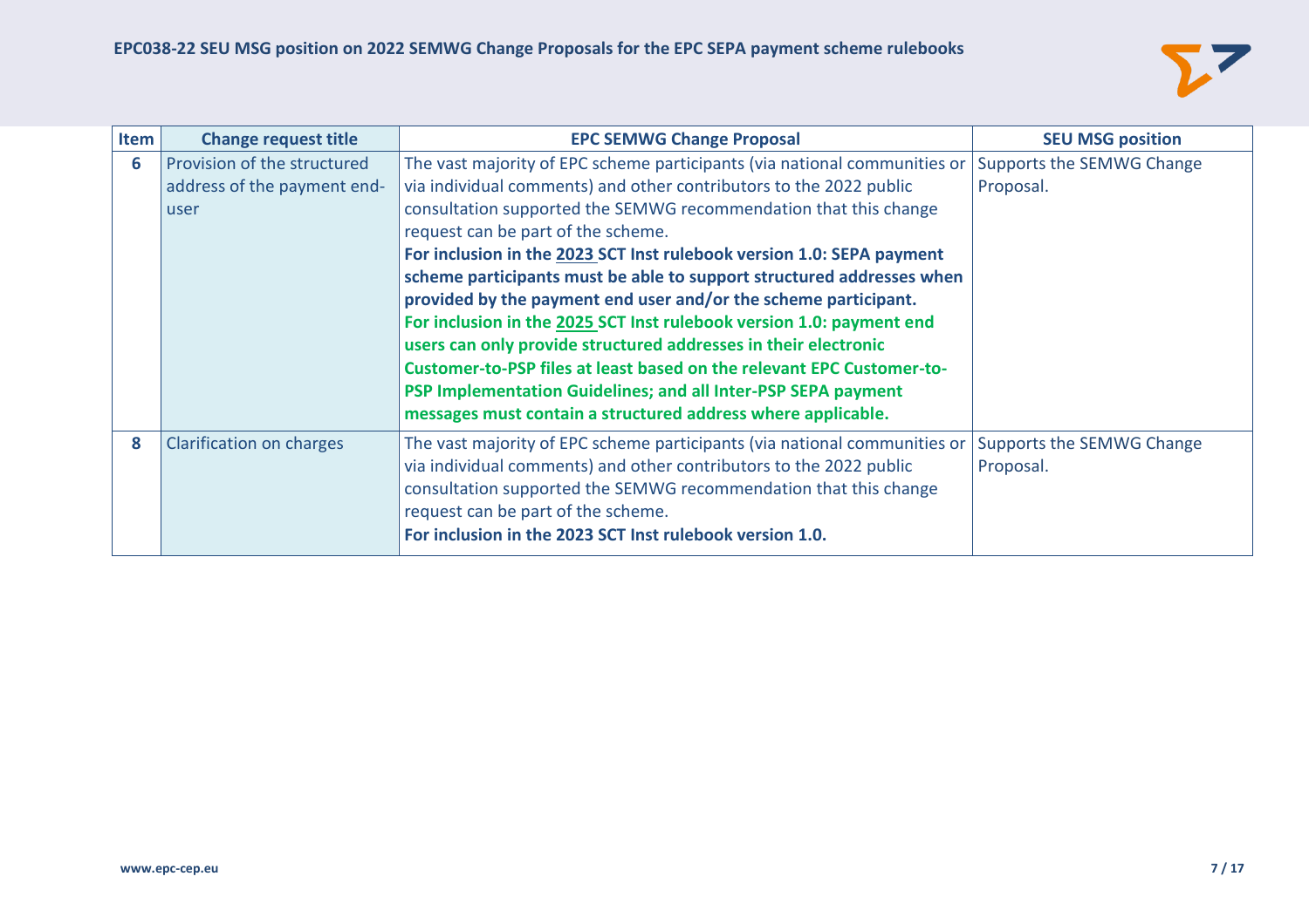| Item | Change request title | EPC SEMWG Change Proposal | SEU MSG position |
|---|---|---|---|
| **6** | Provision of the structured address of the payment end-user | The vast majority of EPC scheme participants (via national communities or via individual comments) and other contributors to the 2022 public consultation supported the SEMWG recommendation that this change request can be part of the scheme.<br>**For inclusion in the <u>2023</u> SCT Inst rulebook version 1.0: SEPA payment scheme participants must be able to support structured addresses when provided by the payment end user and/or the scheme participant.**<br>**For inclusion in the <u>2025</u> SCT Inst rulebook version 1.0: payment end users can only provide structured addresses in their electronic Customer-to-PSP files at least based on the relevant EPC Customer-to-PSP Implementation Guidelines; and all Inter-PSP SEPA payment messages must contain a structured address where applicable.** | Supports the SEMWG Change Proposal. |
| **8** | Clarification on charges | The vast majority of EPC scheme participants (via national communities or via individual comments) and other contributors to the 2022 public consultation supported the SEMWG recommendation that this change request can be part of the scheme.<br>**For inclusion in the 2023 SCT Inst rulebook version 1.0.** | Supports the SEMWG Change Proposal. |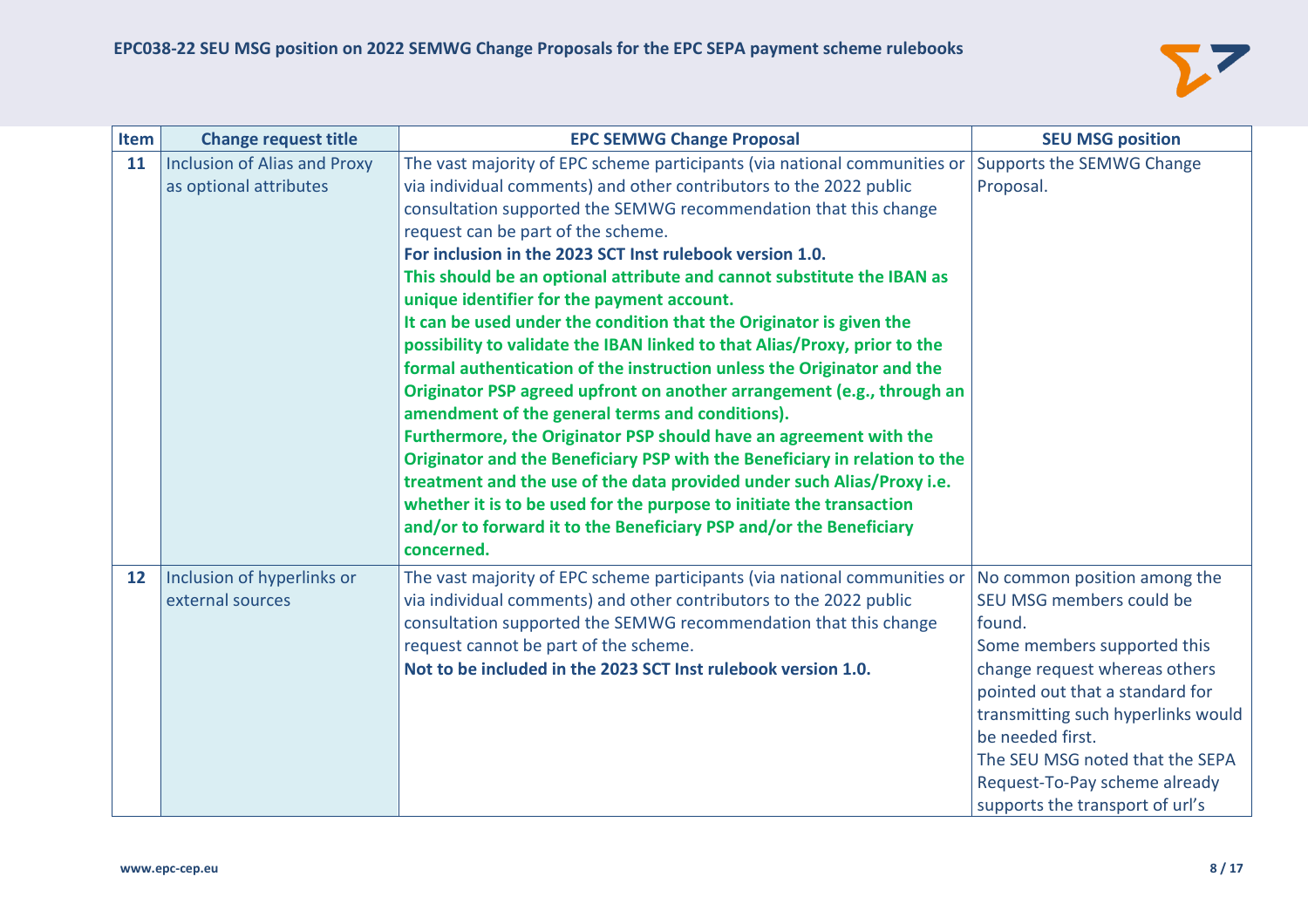| Item | Change request title | EPC SEMWG Change Proposal | SEU MSG position |
|---|---|---|---|
| **11** | Inclusion of Alias and Proxy as optional attributes | The vast majority of EPC scheme participants (via national communities or via individual comments) and other contributors to the 2022 public consultation supported the SEMWG recommendation that this change request can be part of the scheme.<br>**For inclusion in the 2023 SCT Inst rulebook version 1.0.**<br>**This should be an optional attribute and cannot substitute the IBAN as unique identifier for the payment account.**<br>**It can be used under the condition that the Originator is given the possibility to validate the IBAN linked to that Alias/Proxy, prior to the formal authentication of the instruction unless the Originator and the Originator PSP agreed upfront on another arrangement (e.g., through an amendment of the general terms and conditions).**<br>**Furthermore, the Originator PSP should have an agreement with the Originator and the Beneficiary PSP with the Beneficiary in relation to the treatment and the use of the data provided under such Alias/Proxy i.e. whether it is to be used for the purpose to initiate the transaction and/or to forward it to the Beneficiary PSP and/or the Beneficiary concerned.** | Supports the SEMWG Change Proposal. |
| **12** | Inclusion of hyperlinks or external sources | The vast majority of EPC scheme participants (via national communities or via individual comments) and other contributors to the 2022 public consultation supported the SEMWG recommendation that this change request cannot be part of the scheme.<br>**Not to be included in the 2023 SCT Inst rulebook version 1.0.** | No common position among the SEU MSG members could be found.<br>Some members supported this change request whereas others pointed out that a standard for transmitting such hyperlinks would be needed first.<br>The SEU MSG noted that the SEPA Request-To-Pay scheme already supports the transport of url's |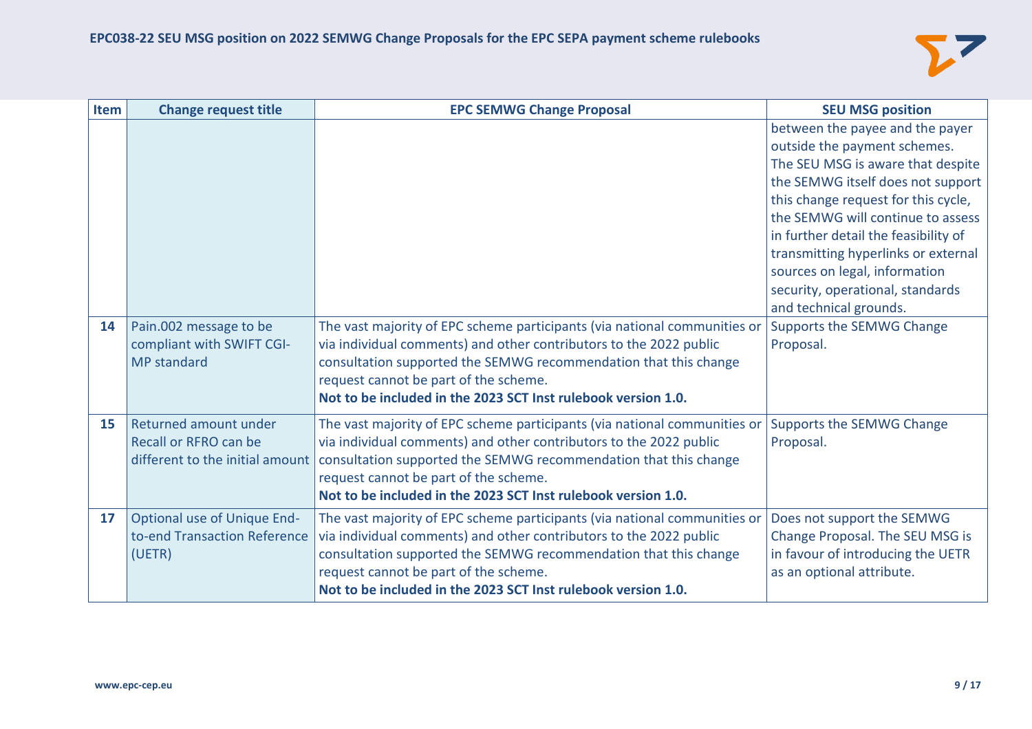| Item | Change request title | EPC SEMWG Change Proposal | SEU MSG position |
|---|---|---|---|
| | | | between the payee and the payer outside the payment schemes. The SEU MSG is aware that despite the SEMWG itself does not support this change request for this cycle, the SEMWG will continue to assess in further detail the feasibility of transmitting hyperlinks or external sources on legal, information security, operational, standards and technical grounds. |
| **14** | Pain.002 message to be compliant with SWIFT CGI-MP standard | The vast majority of EPC scheme participants (via national communities or via individual comments) and other contributors to the 2022 public consultation supported the SEMWG recommendation that this change request cannot be part of the scheme. **Not to be included in the 2023 SCT Inst rulebook version 1.0.** | Supports the SEMWG Change Proposal. |
| **15** | Returned amount under Recall or RFRO can be different to the initial amount | The vast majority of EPC scheme participants (via national communities or via individual comments) and other contributors to the 2022 public consultation supported the SEMWG recommendation that this change request cannot be part of the scheme. **Not to be included in the 2023 SCT Inst rulebook version 1.0.** | Supports the SEMWG Change Proposal. |
| **17** | Optional use of Unique End-to-end Transaction Reference (UETR) | The vast majority of EPC scheme participants (via national communities or via individual comments) and other contributors to the 2022 public consultation supported the SEMWG recommendation that this change request cannot be part of the scheme. **Not to be included in the 2023 SCT Inst rulebook version 1.0.** | Does not support the SEMWG Change Proposal. The SEU MSG is in favour of introducing the UETR as an optional attribute. |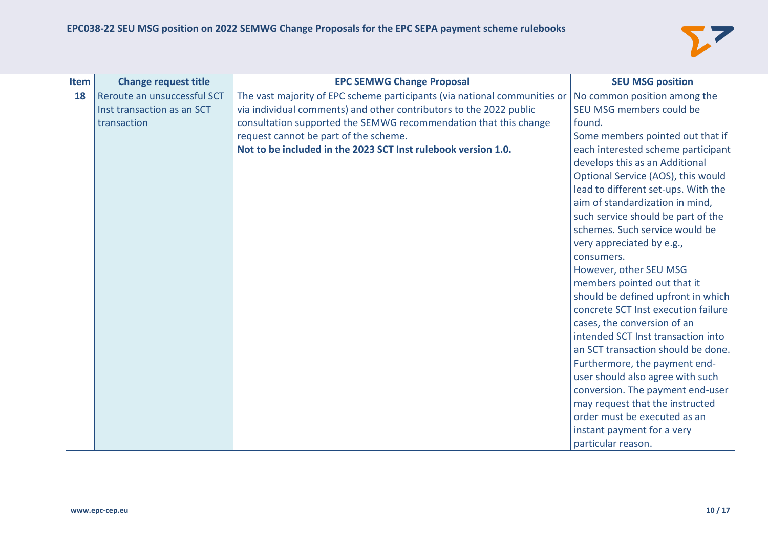| Item | Change request title | EPC SEMWG Change Proposal | SEU MSG position |
|---|---|---|---|
| **18** | Reroute an unsuccessful SCT Inst transaction as an SCT transaction | The vast majority of EPC scheme participants (via national communities or via individual comments) and other contributors to the 2022 public consultation supported the SEMWG recommendation that this change request cannot be part of the scheme.<br>**Not to be included in the 2023 SCT Inst rulebook version 1.0.** | No common position among the SEU MSG members could be found.<br>Some members pointed out that if each interested scheme participant develops this as an Additional Optional Service (AOS), this would lead to different set-ups. With the aim of standardization in mind, such service should be part of the schemes. Such service would be very appreciated by e.g., consumers.<br>However, other SEU MSG members pointed out that it should be defined upfront in which concrete SCT Inst execution failure cases, the conversion of an intended SCT Inst transaction into an SCT transaction should be done. Furthermore, the payment end-user should also agree with such conversion. The payment end-user may request that the instructed order must be executed as an instant payment for a very particular reason. |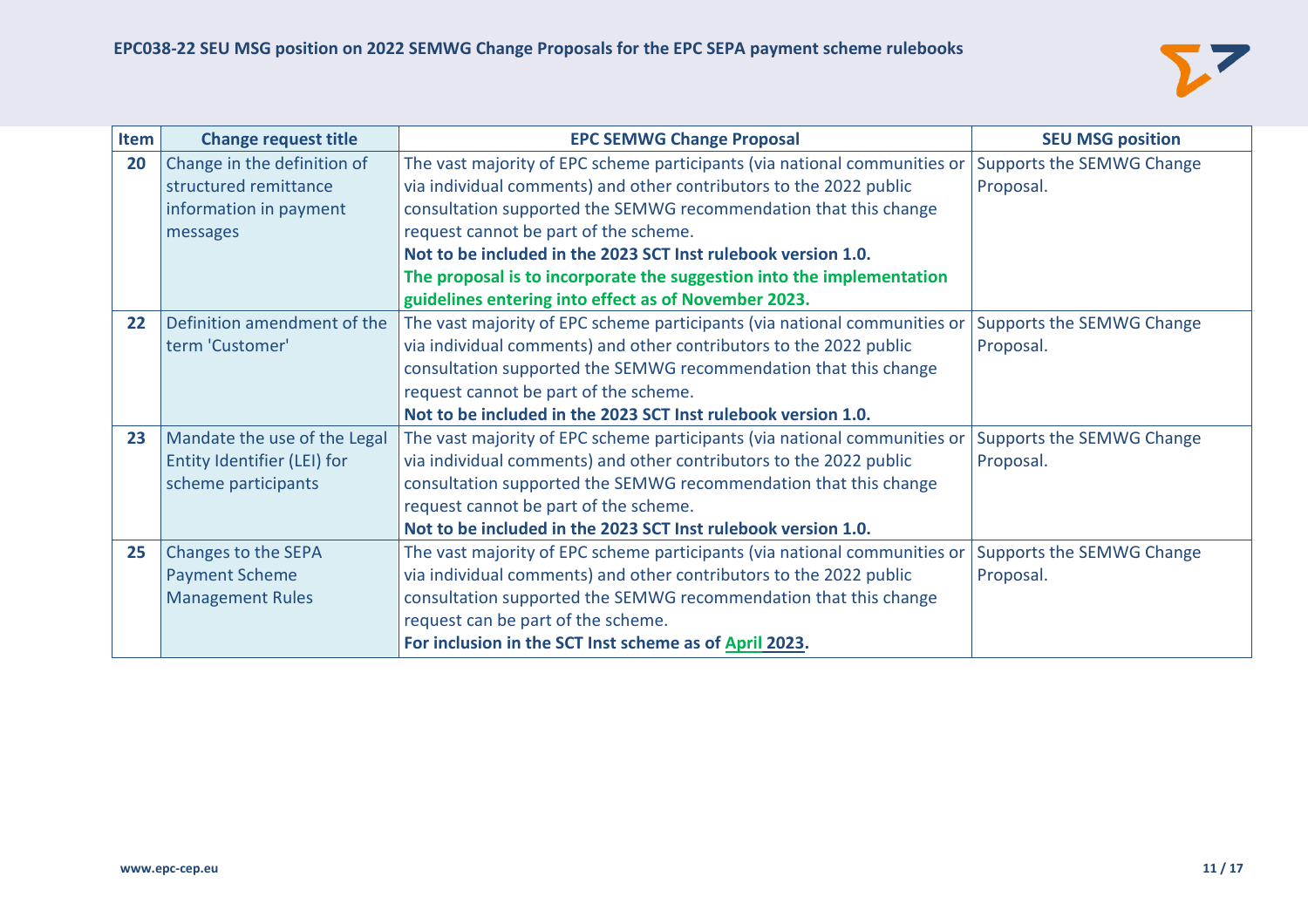| Item | Change request title | EPC SEMWG Change Proposal | SEU MSG position |
|---|---|---|---|
| **20** | Change in the definition of structured remittance information in payment messages | The vast majority of EPC scheme participants (via national communities or via individual comments) and other contributors to the 2022 public consultation supported the SEMWG recommendation that this change request cannot be part of the scheme.<br>**Not to be included in the 2023 SCT Inst rulebook version 1.0.**<br>**The proposal is to incorporate the suggestion into the implementation guidelines entering into effect as of November 2023.** | Supports the SEMWG Change Proposal. |
| **22** | Definition amendment of the term 'Customer' | The vast majority of EPC scheme participants (via national communities or via individual comments) and other contributors to the 2022 public consultation supported the SEMWG recommendation that this change request cannot be part of the scheme.<br>**Not to be included in the 2023 SCT Inst rulebook version 1.0.** | Supports the SEMWG Change Proposal. |
| **23** | Mandate the use of the Legal Entity Identifier (LEI) for scheme participants | The vast majority of EPC scheme participants (via national communities or via individual comments) and other contributors to the 2022 public consultation supported the SEMWG recommendation that this change request cannot be part of the scheme.<br>**Not to be included in the 2023 SCT Inst rulebook version 1.0.** | Supports the SEMWG Change Proposal. |
| **25** | Changes to the SEPA Payment Scheme Management Rules | The vast majority of EPC scheme participants (via national communities or via individual comments) and other contributors to the 2022 public consultation supported the SEMWG recommendation that this change request can be part of the scheme.<br>**For inclusion in the SCT Inst scheme as of April 2023.** | Supports the SEMWG Change Proposal. |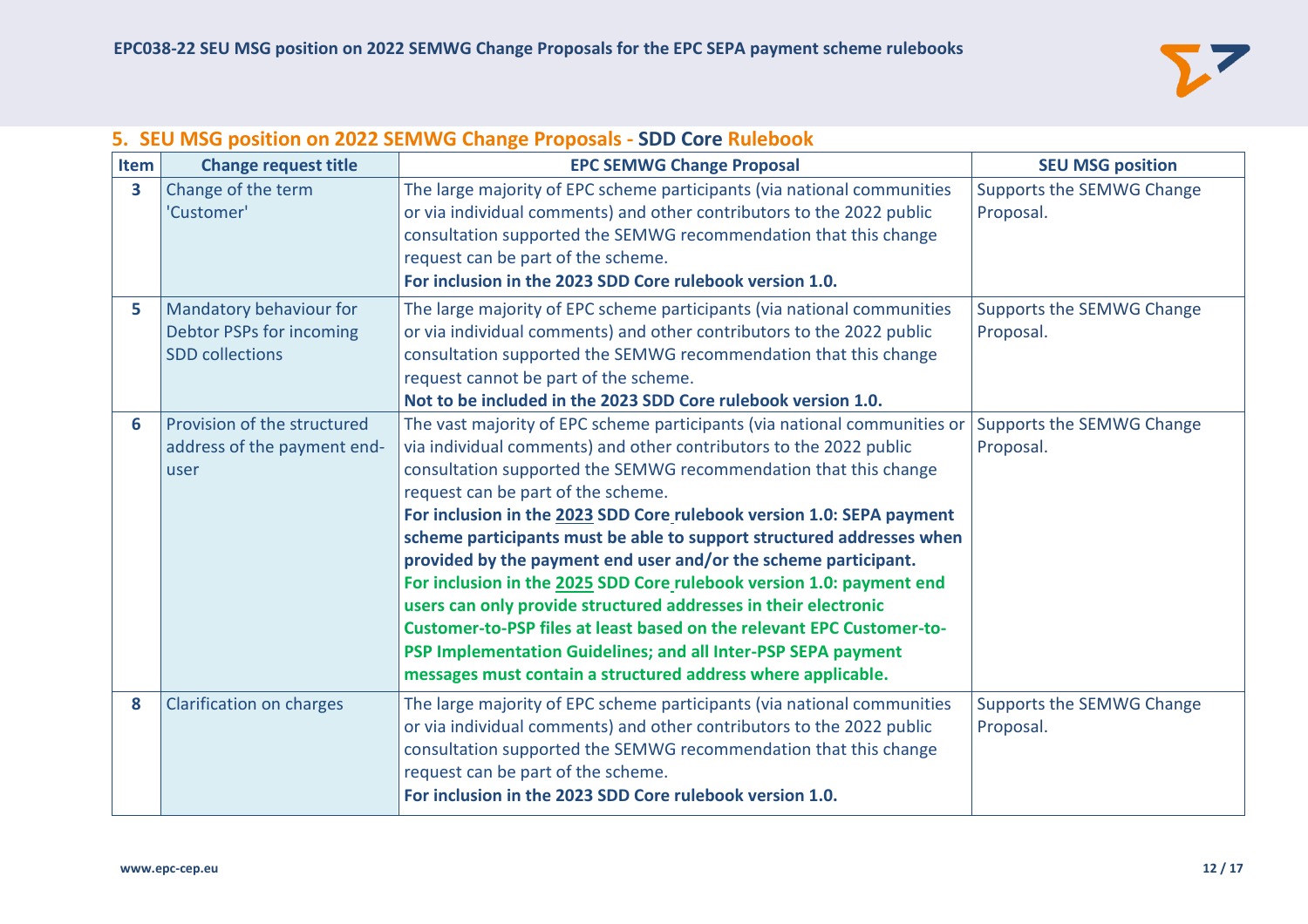## 5. SEU MSG position on 2022 SEMWG Change Proposals - SDD Core Rulebook

| Item | Change request title | EPC SEMWG Change Proposal | SEU MSG position |
|---|---|---|---|
| 3 | Change of the term 'Customer' | The large majority of EPC scheme participants (via national communities or via individual comments) and other contributors to the 2022 public consultation supported the SEMWG recommendation that this change request can be part of the scheme. **For inclusion in the 2023 SDD Core rulebook version 1.0.** | Supports the SEMWG Change Proposal. |
| 5 | Mandatory behaviour for Debtor PSPs for incoming SDD collections | The large majority of EPC scheme participants (via national communities or via individual comments) and other contributors to the 2022 public consultation supported the SEMWG recommendation that this change request cannot be part of the scheme. **Not to be included in the 2023 SDD Core rulebook version 1.0.** | Supports the SEMWG Change Proposal. |
| 6 | Provision of the structured address of the payment end-user | The vast majority of EPC scheme participants (via national communities or via individual comments) and other contributors to the 2022 public consultation supported the SEMWG recommendation that this change request can be part of the scheme. **For inclusion in the 2023 SDD Core rulebook version 1.0: SEPA payment scheme participants must be able to support structured addresses when provided by the payment end user and/or the scheme participant.** **For inclusion in the 2025 SDD Core rulebook version 1.0: payment end users can only provide structured addresses in their electronic Customer-to-PSP files at least based on the relevant EPC Customer-to-PSP Implementation Guidelines; and all Inter-PSP SEPA payment messages must contain a structured address where applicable.** | Supports the SEMWG Change Proposal. |
| 8 | Clarification on charges | The large majority of EPC scheme participants (via national communities or via individual comments) and other contributors to the 2022 public consultation supported the SEMWG recommendation that this change request can be part of the scheme. **For inclusion in the 2023 SDD Core rulebook version 1.0.** | Supports the SEMWG Change Proposal. |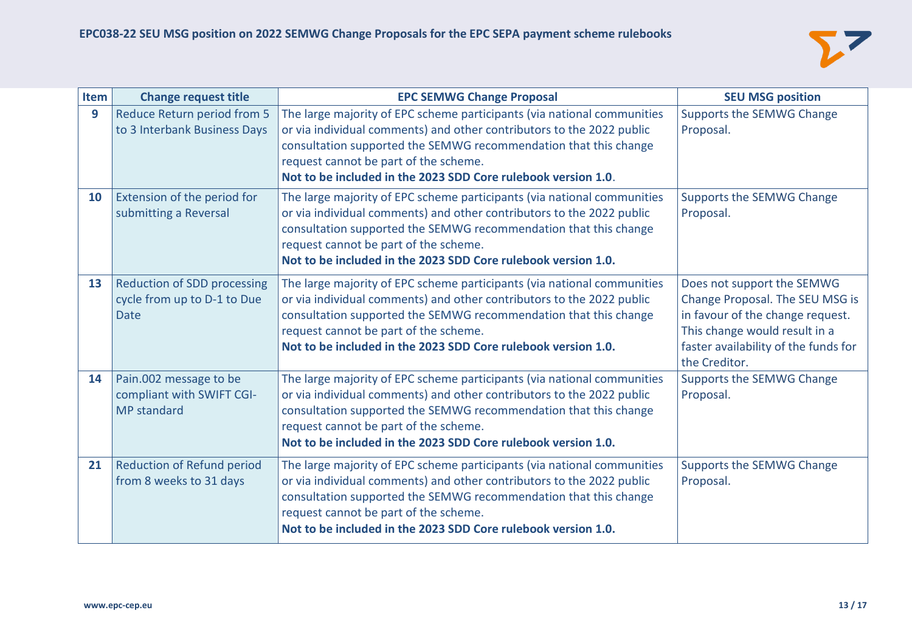| Item | Change request title | EPC SEMWG Change Proposal | SEU MSG position |
|---|---|---|---|
| 9 | Reduce Return period from 5 to 3 Interbank Business Days | The large majority of EPC scheme participants (via national communities or via individual comments) and other contributors to the 2022 public consultation supported the SEMWG recommendation that this change request cannot be part of the scheme. **Not to be included in the 2023 SDD Core rulebook version 1.0**. | Supports the SEMWG Change Proposal. |
| 10 | Extension of the period for submitting a Reversal | The large majority of EPC scheme participants (via national communities or via individual comments) and other contributors to the 2022 public consultation supported the SEMWG recommendation that this change request cannot be part of the scheme. **Not to be included in the 2023 SDD Core rulebook version 1.0.** | Supports the SEMWG Change Proposal. |
| 13 | Reduction of SDD processing cycle from up to D-1 to Due Date | The large majority of EPC scheme participants (via national communities or via individual comments) and other contributors to the 2022 public consultation supported the SEMWG recommendation that this change request cannot be part of the scheme. **Not to be included in the 2023 SDD Core rulebook version 1.0.** | Does not support the SEMWG Change Proposal. The SEU MSG is in favour of the change request. This change would result in a faster availability of the funds for the Creditor. |
| 14 | Pain.002 message to be compliant with SWIFT CGI-MP standard | The large majority of EPC scheme participants (via national communities or via individual comments) and other contributors to the 2022 public consultation supported the SEMWG recommendation that this change request cannot be part of the scheme. **Not to be included in the 2023 SDD Core rulebook version 1.0.** | Supports the SEMWG Change Proposal. |
| 21 | Reduction of Refund period from 8 weeks to 31 days | The large majority of EPC scheme participants (via national communities or via individual comments) and other contributors to the 2022 public consultation supported the SEMWG recommendation that this change request cannot be part of the scheme. **Not to be included in the 2023 SDD Core rulebook version 1.0.** | Supports the SEMWG Change Proposal. |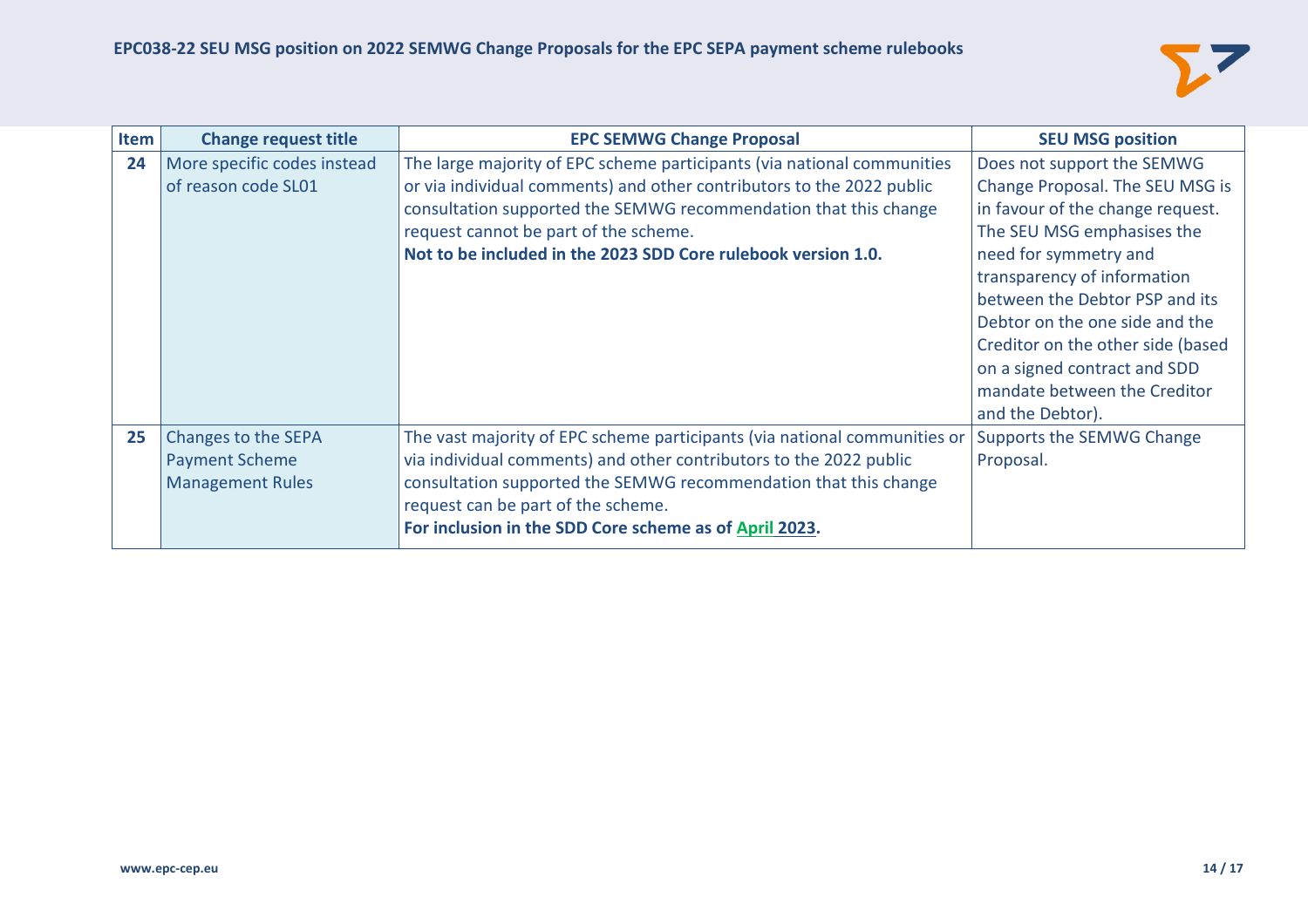| Item | Change request title | EPC SEMWG Change Proposal | SEU MSG position |
|---|---|---|---|
| **24** | More specific codes instead of reason code SL01 | The large majority of EPC scheme participants (via national communities or via individual comments) and other contributors to the 2022 public consultation supported the SEMWG recommendation that this change request cannot be part of the scheme. **Not to be included in the 2023 SDD Core rulebook version 1.0.** | Does not support the SEMWG Change Proposal. The SEU MSG is in favour of the change request. The SEU MSG emphasises the need for symmetry and transparency of information between the Debtor PSP and its Debtor on the one side and the Creditor on the other side (based on a signed contract and SDD mandate between the Creditor and the Debtor). |
| **25** | Changes to the SEPA Payment Scheme Management Rules | The vast majority of EPC scheme participants (via national communities or via individual comments) and other contributors to the 2022 public consultation supported the SEMWG recommendation that this change request can be part of the scheme. **For inclusion in the SDD Core scheme as of April 2023.** | Supports the SEMWG Change Proposal. |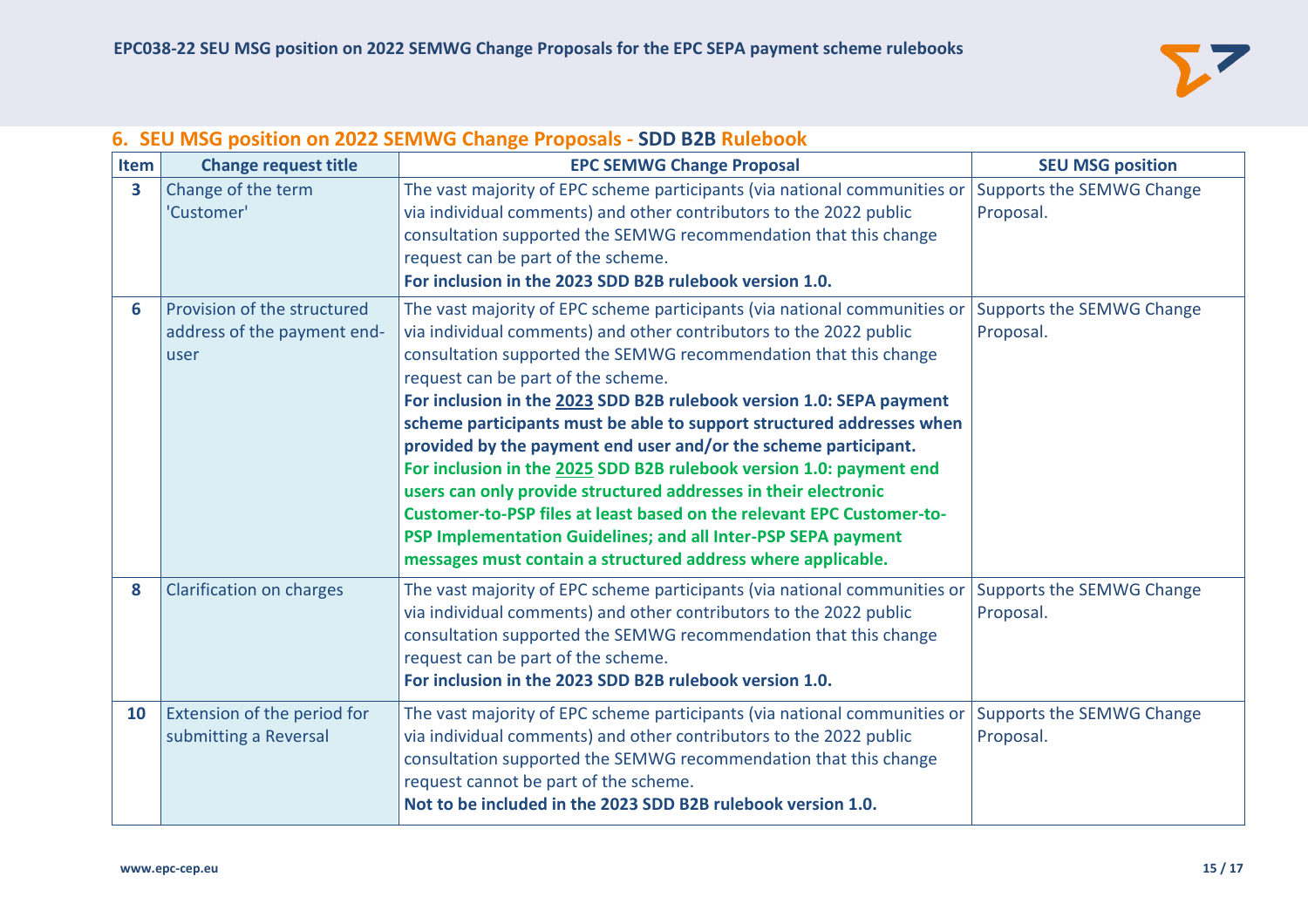## 6. SEU MSG position on 2022 SEMWG Change Proposals - SDD B2B Rulebook

| Item | Change request title | EPC SEMWG Change Proposal | SEU MSG position |
|---|---|---|---|
| 3 | Change of the term 'Customer' | The vast majority of EPC scheme participants (via national communities or via individual comments) and other contributors to the 2022 public consultation supported the SEMWG recommendation that this change request can be part of the scheme. **For inclusion in the 2023 SDD B2B rulebook version 1.0.** | Supports the SEMWG Change Proposal. |
| 6 | Provision of the structured address of the payment end-user | The vast majority of EPC scheme participants (via national communities or via individual comments) and other contributors to the 2022 public consultation supported the SEMWG recommendation that this change request can be part of the scheme. **For inclusion in the 2023 SDD B2B rulebook version 1.0: SEPA payment scheme participants must be able to support structured addresses when provided by the payment end user and/or the scheme participant.** **For inclusion in the 2025 SDD B2B rulebook version 1.0: payment end users can only provide structured addresses in their electronic Customer-to-PSP files at least based on the relevant EPC Customer-to-PSP Implementation Guidelines; and all Inter-PSP SEPA payment messages must contain a structured address where applicable.** | Supports the SEMWG Change Proposal. |
| 8 | Clarification on charges | The vast majority of EPC scheme participants (via national communities or via individual comments) and other contributors to the 2022 public consultation supported the SEMWG recommendation that this change request can be part of the scheme. **For inclusion in the 2023 SDD B2B rulebook version 1.0.** | Supports the SEMWG Change Proposal. |
| 10 | Extension of the period for submitting a Reversal | The vast majority of EPC scheme participants (via national communities or via individual comments) and other contributors to the 2022 public consultation supported the SEMWG recommendation that this change request cannot be part of the scheme. **Not to be included in the 2023 SDD B2B rulebook version 1.0.** | Supports the SEMWG Change Proposal. |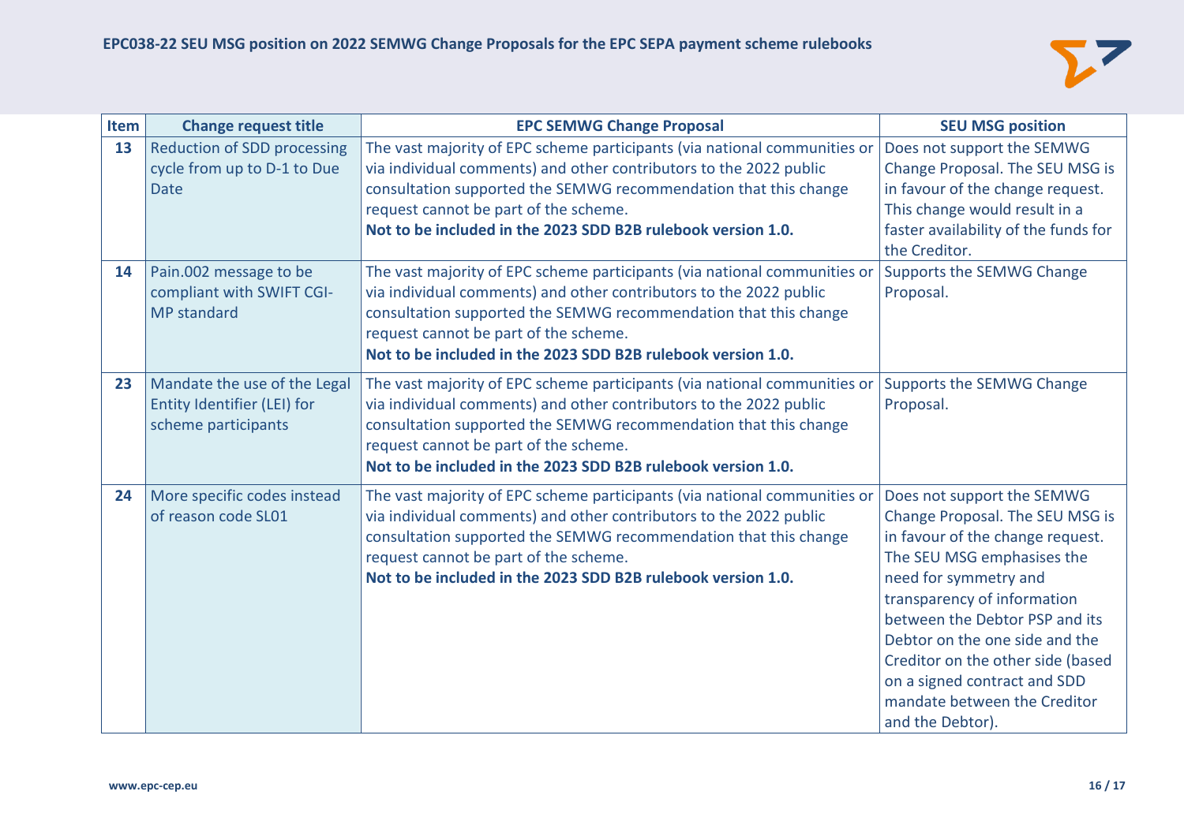| Item | Change request title | EPC SEMWG Change Proposal | SEU MSG position |
|---|---|---|---|
| 13 | Reduction of SDD processing cycle from up to D-1 to Due Date | The vast majority of EPC scheme participants (via national communities or via individual comments) and other contributors to the 2022 public consultation supported the SEMWG recommendation that this change request cannot be part of the scheme. **Not to be included in the 2023 SDD B2B rulebook version 1.0.** | Does not support the SEMWG Change Proposal. The SEU MSG is in favour of the change request. This change would result in a faster availability of the funds for the Creditor. |
| 14 | Pain.002 message to be compliant with SWIFT CGI-MP standard | The vast majority of EPC scheme participants (via national communities or via individual comments) and other contributors to the 2022 public consultation supported the SEMWG recommendation that this change request cannot be part of the scheme. **Not to be included in the 2023 SDD B2B rulebook version 1.0.** | Supports the SEMWG Change Proposal. |
| 23 | Mandate the use of the Legal Entity Identifier (LEI) for scheme participants | The vast majority of EPC scheme participants (via national communities or via individual comments) and other contributors to the 2022 public consultation supported the SEMWG recommendation that this change request cannot be part of the scheme. **Not to be included in the 2023 SDD B2B rulebook version 1.0.** | Supports the SEMWG Change Proposal. |
| 24 | More specific codes instead of reason code SL01 | The vast majority of EPC scheme participants (via national communities or via individual comments) and other contributors to the 2022 public consultation supported the SEMWG recommendation that this change request cannot be part of the scheme. **Not to be included in the 2023 SDD B2B rulebook version 1.0.** | Does not support the SEMWG Change Proposal. The SEU MSG is in favour of the change request. The SEU MSG emphasises the need for symmetry and transparency of information between the Debtor PSP and its Debtor on the one side and the Creditor on the other side (based on a signed contract and SDD mandate between the Creditor and the Debtor). |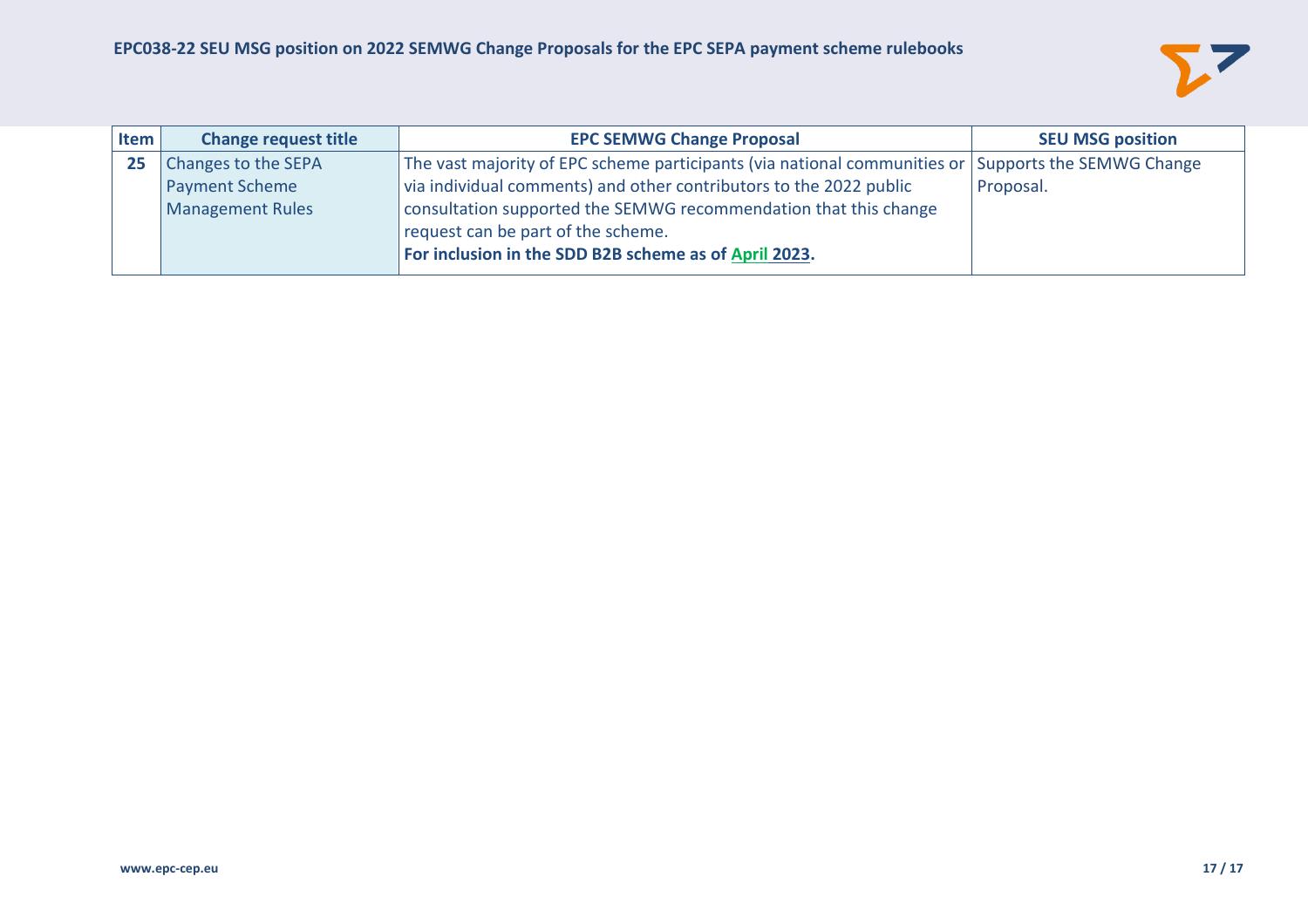| Item | Change request title | EPC SEMWG Change Proposal | SEU MSG position |
|---|---|---|---|
| **25** | Changes to the SEPA Payment Scheme Management Rules | The vast majority of EPC scheme participants (via national communities or via individual comments) and other contributors to the 2022 public consultation supported the SEMWG recommendation that this change request can be part of the scheme.<br>**For inclusion in the SDD B2B scheme as of April 2023.** | Supports the SEMWG Change Proposal. |